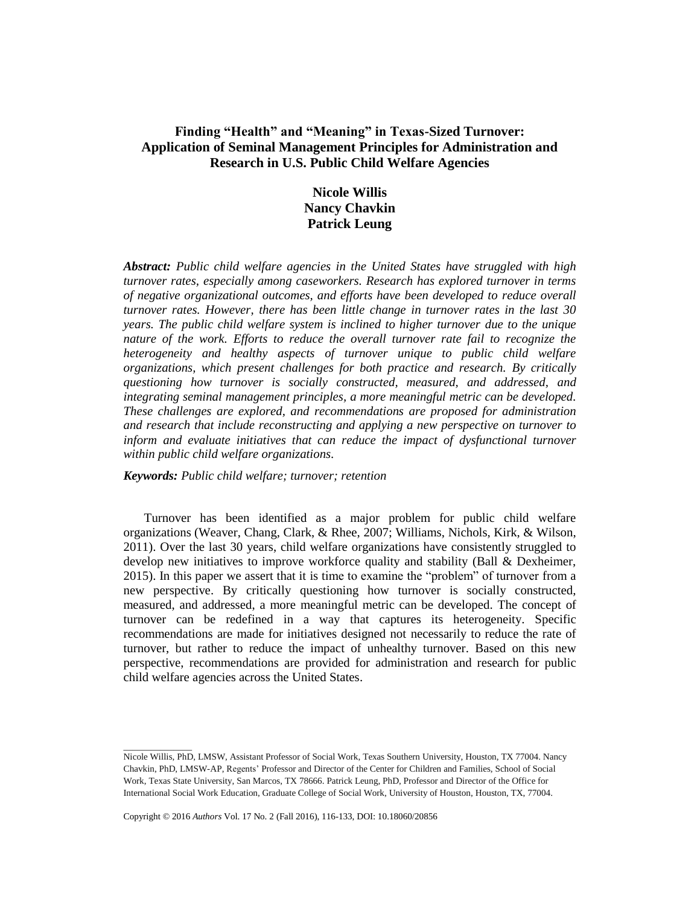# Finding "Health" and "Meaning" in Texas-Sized Turnover: Application of Seminal Management Principles for Administration and Research in U.S. Public Child Welfare Agencies

**Nicole Willis**
**Nancy Chavkin**
**Patrick Leung**

***Abstract:*** *Public child welfare agencies in the United States have struggled with high turnover rates, especially among caseworkers. Research has explored turnover in terms of negative organizational outcomes, and efforts have been developed to reduce overall turnover rates. However, there has been little change in turnover rates in the last 30 years. The public child welfare system is inclined to higher turnover due to the unique nature of the work. Efforts to reduce the overall turnover rate fail to recognize the heterogeneity and healthy aspects of turnover unique to public child welfare organizations, which present challenges for both practice and research. By critically questioning how turnover is socially constructed, measured, and addressed, and integrating seminal management principles, a more meaningful metric can be developed. These challenges are explored, and recommendations are proposed for administration and research that include reconstructing and applying a new perspective on turnover to inform and evaluate initiatives that can reduce the impact of dysfunctional turnover within public child welfare organizations.*

***Keywords:*** *Public child welfare; turnover; retention*

Turnover has been identified as a major problem for public child welfare organizations (Weaver, Chang, Clark, & Rhee, 2007; Williams, Nichols, Kirk, & Wilson, 2011). Over the last 30 years, child welfare organizations have consistently struggled to develop new initiatives to improve workforce quality and stability (Ball & Dexheimer, 2015). In this paper we assert that it is time to examine the "problem" of turnover from a new perspective. By critically questioning how turnover is socially constructed, measured, and addressed, a more meaningful metric can be developed. The concept of turnover can be redefined in a way that captures its heterogeneity. Specific recommendations are made for initiatives designed not necessarily to reduce the rate of turnover, but rather to reduce the impact of unhealthy turnover. Based on this new perspective, recommendations are provided for administration and research for public child welfare agencies across the United States.

---

Nicole Willis, PhD, LMSW, Assistant Professor of Social Work, Texas Southern University, Houston, TX 77004. Nancy Chavkin, PhD, LMSW-AP, Regents' Professor and Director of the Center for Children and Families, School of Social Work, Texas State University, San Marcos, TX 78666. Patrick Leung, PhD, Professor and Director of the Office for International Social Work Education, Graduate College of Social Work, University of Houston, Houston, TX, 77004.

Copyright © 2016 *Authors* Vol. 17 No. 2 (Fall 2016), 116-133, DOI: 10.18060/20856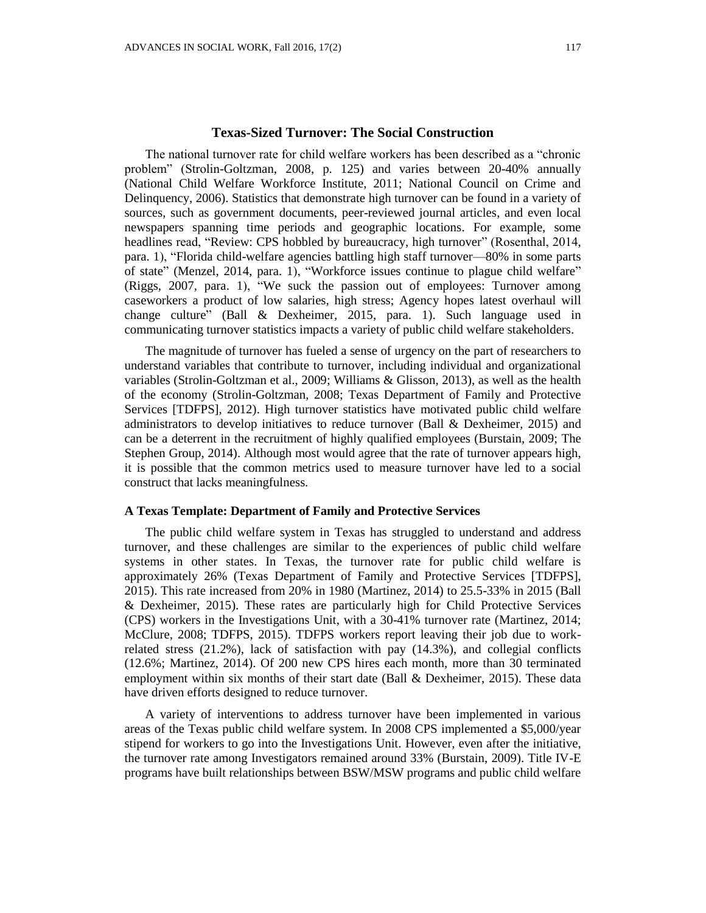## Texas-Sized Turnover: The Social Construction

The national turnover rate for child welfare workers has been described as a "chronic problem" (Strolin-Goltzman, 2008, p. 125) and varies between 20-40% annually (National Child Welfare Workforce Institute, 2011; National Council on Crime and Delinquency, 2006). Statistics that demonstrate high turnover can be found in a variety of sources, such as government documents, peer-reviewed journal articles, and even local newspapers spanning time periods and geographic locations. For example, some headlines read, "Review: CPS hobbled by bureaucracy, high turnover" (Rosenthal, 2014, para. 1), "Florida child-welfare agencies battling high staff turnover—80% in some parts of state" (Menzel, 2014, para. 1), "Workforce issues continue to plague child welfare" (Riggs, 2007, para. 1), "We suck the passion out of employees: Turnover among caseworkers a product of low salaries, high stress; Agency hopes latest overhaul will change culture" (Ball & Dexheimer, 2015, para. 1). Such language used in communicating turnover statistics impacts a variety of public child welfare stakeholders.

The magnitude of turnover has fueled a sense of urgency on the part of researchers to understand variables that contribute to turnover, including individual and organizational variables (Strolin-Goltzman et al., 2009; Williams & Glisson, 2013), as well as the health of the economy (Strolin-Goltzman, 2008; Texas Department of Family and Protective Services [TDFPS], 2012). High turnover statistics have motivated public child welfare administrators to develop initiatives to reduce turnover (Ball & Dexheimer, 2015) and can be a deterrent in the recruitment of highly qualified employees (Burstain, 2009; The Stephen Group, 2014). Although most would agree that the rate of turnover appears high, it is possible that the common metrics used to measure turnover have led to a social construct that lacks meaningfulness.

### A Texas Template: Department of Family and Protective Services

The public child welfare system in Texas has struggled to understand and address turnover, and these challenges are similar to the experiences of public child welfare systems in other states. In Texas, the turnover rate for public child welfare is approximately 26% (Texas Department of Family and Protective Services [TDFPS], 2015). This rate increased from 20% in 1980 (Martinez, 2014) to 25.5-33% in 2015 (Ball & Dexheimer, 2015). These rates are particularly high for Child Protective Services (CPS) workers in the Investigations Unit, with a 30-41% turnover rate (Martinez, 2014; McClure, 2008; TDFPS, 2015). TDFPS workers report leaving their job due to work-related stress (21.2%), lack of satisfaction with pay (14.3%), and collegial conflicts (12.6%; Martinez, 2014). Of 200 new CPS hires each month, more than 30 terminated employment within six months of their start date (Ball & Dexheimer, 2015). These data have driven efforts designed to reduce turnover.

A variety of interventions to address turnover have been implemented in various areas of the Texas public child welfare system. In 2008 CPS implemented a $5,000/year stipend for workers to go into the Investigations Unit. However, even after the initiative, the turnover rate among Investigators remained around 33% (Burstain, 2009). Title IV-E programs have built relationships between BSW/MSW programs and public child welfare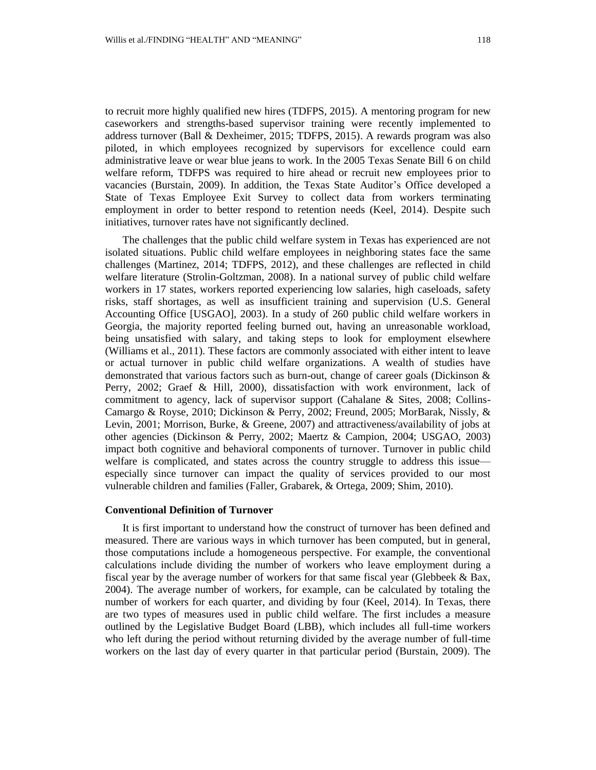to recruit more highly qualified new hires (TDFPS, 2015). A mentoring program for new caseworkers and strengths-based supervisor training were recently implemented to address turnover (Ball & Dexheimer, 2015; TDFPS, 2015). A rewards program was also piloted, in which employees recognized by supervisors for excellence could earn administrative leave or wear blue jeans to work. In the 2005 Texas Senate Bill 6 on child welfare reform, TDFPS was required to hire ahead or recruit new employees prior to vacancies (Burstain, 2009). In addition, the Texas State Auditor's Office developed a State of Texas Employee Exit Survey to collect data from workers terminating employment in order to better respond to retention needs (Keel, 2014). Despite such initiatives, turnover rates have not significantly declined.

The challenges that the public child welfare system in Texas has experienced are not isolated situations. Public child welfare employees in neighboring states face the same challenges (Martinez, 2014; TDFPS, 2012), and these challenges are reflected in child welfare literature (Strolin-Goltzman, 2008). In a national survey of public child welfare workers in 17 states, workers reported experiencing low salaries, high caseloads, safety risks, staff shortages, as well as insufficient training and supervision (U.S. General Accounting Office [USGAO], 2003). In a study of 260 public child welfare workers in Georgia, the majority reported feeling burned out, having an unreasonable workload, being unsatisfied with salary, and taking steps to look for employment elsewhere (Williams et al., 2011). These factors are commonly associated with either intent to leave or actual turnover in public child welfare organizations. A wealth of studies have demonstrated that various factors such as burn-out, change of career goals (Dickinson & Perry, 2002; Graef & Hill, 2000), dissatisfaction with work environment, lack of commitment to agency, lack of supervisor support (Cahalane & Sites, 2008; Collins-Camargo & Royse, 2010; Dickinson & Perry, 2002; Freund, 2005; MorBarak, Nissly, & Levin, 2001; Morrison, Burke, & Greene, 2007) and attractiveness/availability of jobs at other agencies (Dickinson & Perry, 2002; Maertz & Campion, 2004; USGAO, 2003) impact both cognitive and behavioral components of turnover. Turnover in public child welfare is complicated, and states across the country struggle to address this issue—especially since turnover can impact the quality of services provided to our most vulnerable children and families (Faller, Grabarek, & Ortega, 2009; Shim, 2010).

### Conventional Definition of Turnover

It is first important to understand how the construct of turnover has been defined and measured. There are various ways in which turnover has been computed, but in general, those computations include a homogeneous perspective. For example, the conventional calculations include dividing the number of workers who leave employment during a fiscal year by the average number of workers for that same fiscal year (Glebbeek & Bax, 2004). The average number of workers, for example, can be calculated by totaling the number of workers for each quarter, and dividing by four (Keel, 2014). In Texas, there are two types of measures used in public child welfare. The first includes a measure outlined by the Legislative Budget Board (LBB), which includes all full-time workers who left during the period without returning divided by the average number of full-time workers on the last day of every quarter in that particular period (Burstain, 2009). The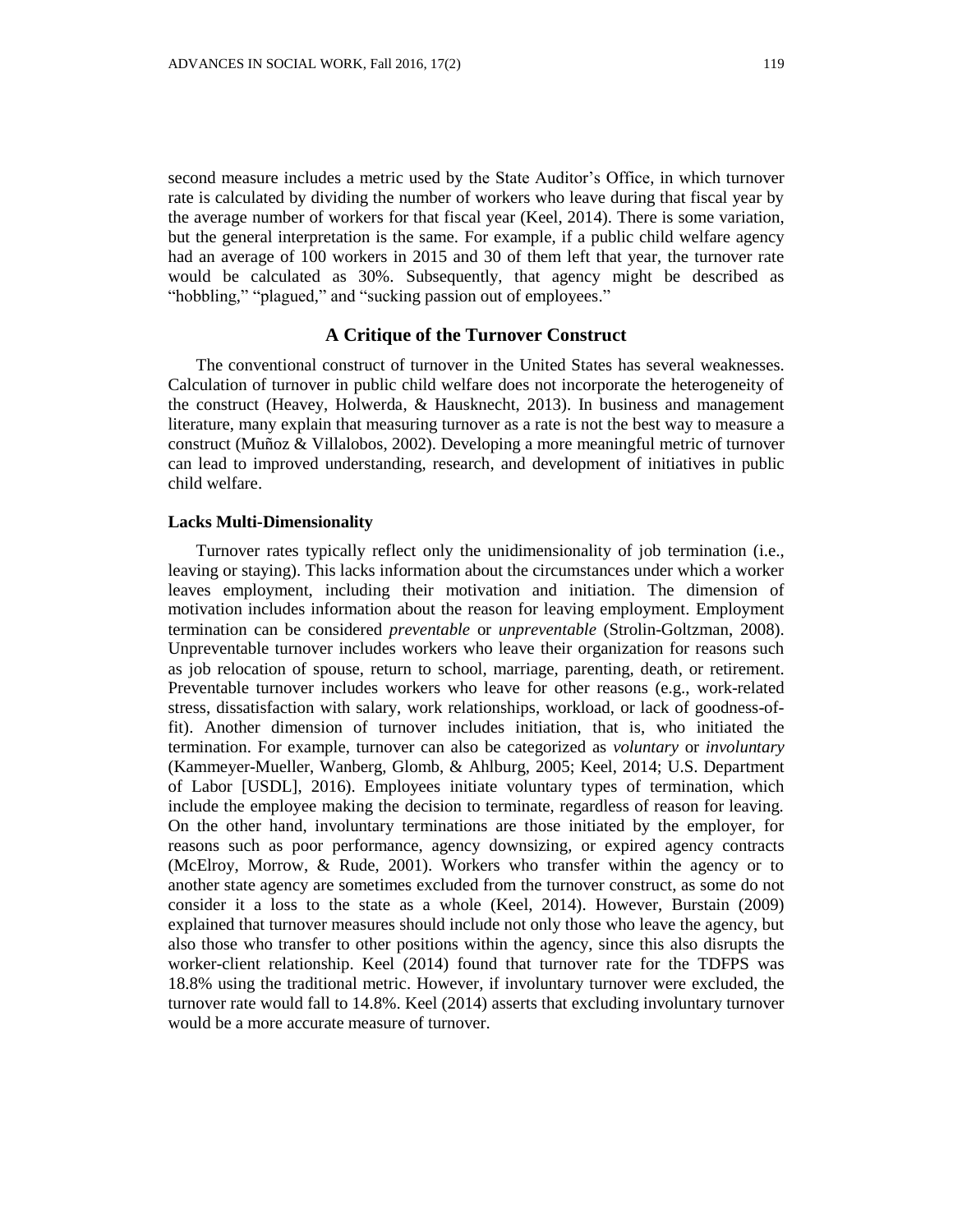second measure includes a metric used by the State Auditor's Office, in which turnover rate is calculated by dividing the number of workers who leave during that fiscal year by the average number of workers for that fiscal year (Keel, 2014). There is some variation, but the general interpretation is the same. For example, if a public child welfare agency had an average of 100 workers in 2015 and 30 of them left that year, the turnover rate would be calculated as 30%. Subsequently, that agency might be described as "hobbling," "plagued," and "sucking passion out of employees."

## A Critique of the Turnover Construct

The conventional construct of turnover in the United States has several weaknesses. Calculation of turnover in public child welfare does not incorporate the heterogeneity of the construct (Heavey, Holwerda, & Hausknecht, 2013). In business and management literature, many explain that measuring turnover as a rate is not the best way to measure a construct (Muñoz & Villalobos, 2002). Developing a more meaningful metric of turnover can lead to improved understanding, research, and development of initiatives in public child welfare.

### Lacks Multi-Dimensionality

Turnover rates typically reflect only the unidimensionality of job termination (i.e., leaving or staying). This lacks information about the circumstances under which a worker leaves employment, including their motivation and initiation. The dimension of motivation includes information about the reason for leaving employment. Employment termination can be considered *preventable* or *unpreventable* (Strolin-Goltzman, 2008). Unpreventable turnover includes workers who leave their organization for reasons such as job relocation of spouse, return to school, marriage, parenting, death, or retirement. Preventable turnover includes workers who leave for other reasons (e.g., work-related stress, dissatisfaction with salary, work relationships, workload, or lack of goodness-of-fit). Another dimension of turnover includes initiation, that is, who initiated the termination. For example, turnover can also be categorized as *voluntary* or *involuntary* (Kammeyer-Mueller, Wanberg, Glomb, & Ahlburg, 2005; Keel, 2014; U.S. Department of Labor [USDL], 2016). Employees initiate voluntary types of termination, which include the employee making the decision to terminate, regardless of reason for leaving. On the other hand, involuntary terminations are those initiated by the employer, for reasons such as poor performance, agency downsizing, or expired agency contracts (McElroy, Morrow, & Rude, 2001). Workers who transfer within the agency or to another state agency are sometimes excluded from the turnover construct, as some do not consider it a loss to the state as a whole (Keel, 2014). However, Burstain (2009) explained that turnover measures should include not only those who leave the agency, but also those who transfer to other positions within the agency, since this also disrupts the worker-client relationship. Keel (2014) found that turnover rate for the TDFPS was 18.8% using the traditional metric. However, if involuntary turnover were excluded, the turnover rate would fall to 14.8%. Keel (2014) asserts that excluding involuntary turnover would be a more accurate measure of turnover.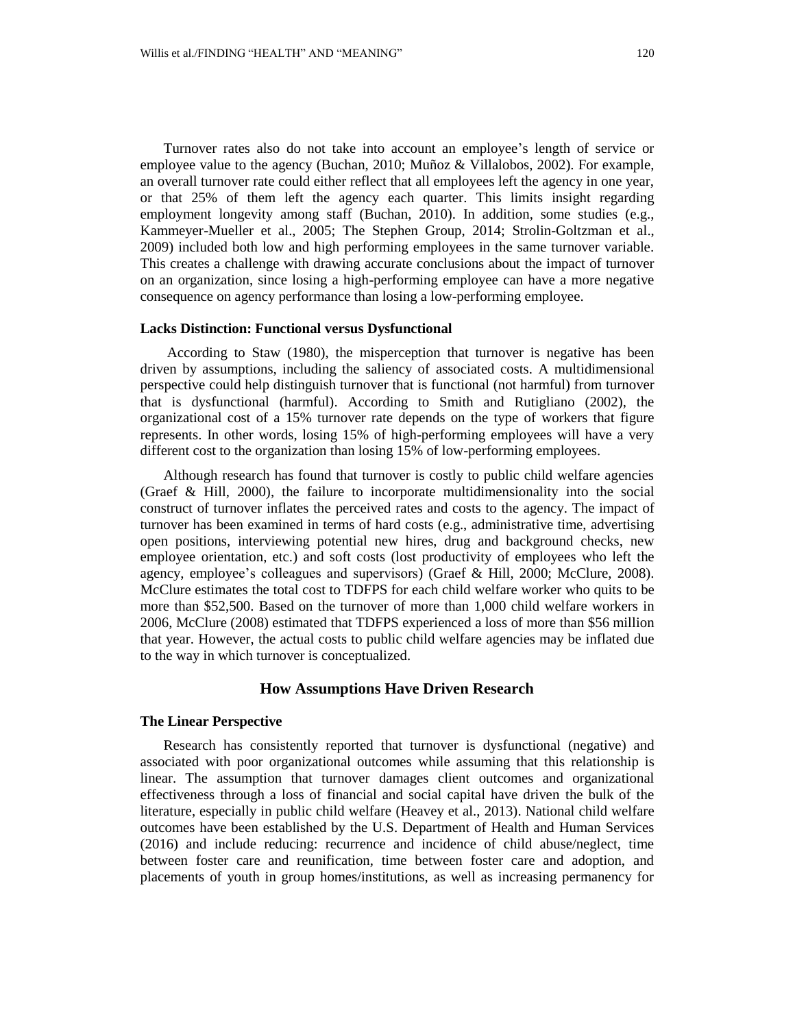Turnover rates also do not take into account an employee's length of service or employee value to the agency (Buchan, 2010; Muñoz & Villalobos, 2002). For example, an overall turnover rate could either reflect that all employees left the agency in one year, or that 25% of them left the agency each quarter. This limits insight regarding employment longevity among staff (Buchan, 2010). In addition, some studies (e.g., Kammeyer-Mueller et al., 2005; The Stephen Group, 2014; Strolin-Goltzman et al., 2009) included both low and high performing employees in the same turnover variable. This creates a challenge with drawing accurate conclusions about the impact of turnover on an organization, since losing a high-performing employee can have a more negative consequence on agency performance than losing a low-performing employee.

### Lacks Distinction: Functional versus Dysfunctional

According to Staw (1980), the misperception that turnover is negative has been driven by assumptions, including the saliency of associated costs. A multidimensional perspective could help distinguish turnover that is functional (not harmful) from turnover that is dysfunctional (harmful). According to Smith and Rutigliano (2002), the organizational cost of a 15% turnover rate depends on the type of workers that figure represents. In other words, losing 15% of high-performing employees will have a very different cost to the organization than losing 15% of low-performing employees.

Although research has found that turnover is costly to public child welfare agencies (Graef & Hill, 2000), the failure to incorporate multidimensionality into the social construct of turnover inflates the perceived rates and costs to the agency. The impact of turnover has been examined in terms of hard costs (e.g., administrative time, advertising open positions, interviewing potential new hires, drug and background checks, new employee orientation, etc.) and soft costs (lost productivity of employees who left the agency, employee's colleagues and supervisors) (Graef & Hill, 2000; McClure, 2008). McClure estimates the total cost to TDFPS for each child welfare worker who quits to be more than $52,500. Based on the turnover of more than 1,000 child welfare workers in 2006, McClure (2008) estimated that TDFPS experienced a loss of more than $56 million that year. However, the actual costs to public child welfare agencies may be inflated due to the way in which turnover is conceptualized.

## How Assumptions Have Driven Research

### The Linear Perspective

Research has consistently reported that turnover is dysfunctional (negative) and associated with poor organizational outcomes while assuming that this relationship is linear. The assumption that turnover damages client outcomes and organizational effectiveness through a loss of financial and social capital have driven the bulk of the literature, especially in public child welfare (Heavey et al., 2013). National child welfare outcomes have been established by the U.S. Department of Health and Human Services (2016) and include reducing: recurrence and incidence of child abuse/neglect, time between foster care and reunification, time between foster care and adoption, and placements of youth in group homes/institutions, as well as increasing permanency for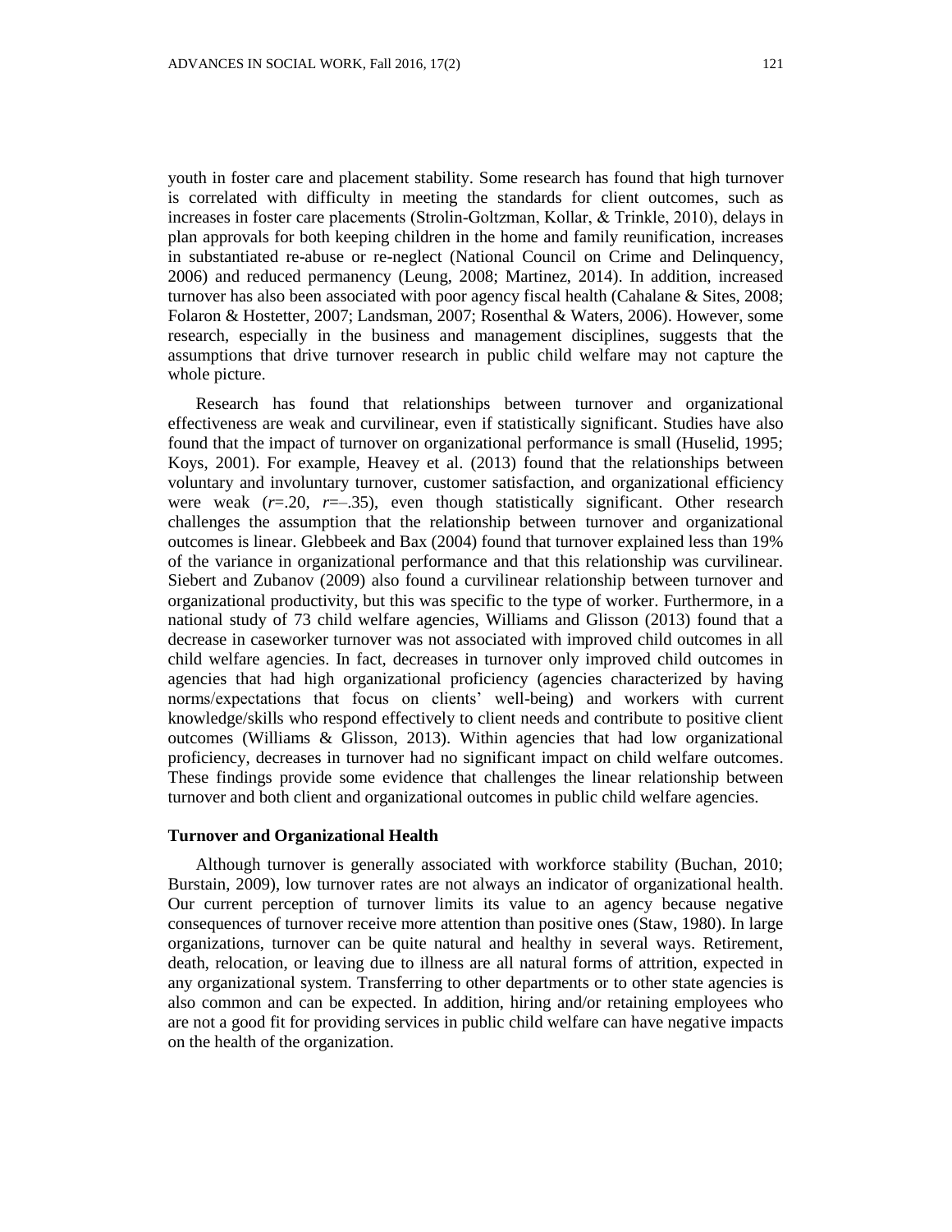youth in foster care and placement stability. Some research has found that high turnover is correlated with difficulty in meeting the standards for client outcomes, such as increases in foster care placements (Strolin-Goltzman, Kollar, & Trinkle, 2010), delays in plan approvals for both keeping children in the home and family reunification, increases in substantiated re-abuse or re-neglect (National Council on Crime and Delinquency, 2006) and reduced permanency (Leung, 2008; Martinez, 2014). In addition, increased turnover has also been associated with poor agency fiscal health (Cahalane & Sites, 2008; Folaron & Hostetter, 2007; Landsman, 2007; Rosenthal & Waters, 2006). However, some research, especially in the business and management disciplines, suggests that the assumptions that drive turnover research in public child welfare may not capture the whole picture.

Research has found that relationships between turnover and organizational effectiveness are weak and curvilinear, even if statistically significant. Studies have also found that the impact of turnover on organizational performance is small (Huselid, 1995; Koys, 2001). For example, Heavey et al. (2013) found that the relationships between voluntary and involuntary turnover, customer satisfaction, and organizational efficiency were weak ($r$=.20, $r$=–.35), even though statistically significant. Other research challenges the assumption that the relationship between turnover and organizational outcomes is linear. Glebbeek and Bax (2004) found that turnover explained less than 19% of the variance in organizational performance and that this relationship was curvilinear. Siebert and Zubanov (2009) also found a curvilinear relationship between turnover and organizational productivity, but this was specific to the type of worker. Furthermore, in a national study of 73 child welfare agencies, Williams and Glisson (2013) found that a decrease in caseworker turnover was not associated with improved child outcomes in all child welfare agencies. In fact, decreases in turnover only improved child outcomes in agencies that had high organizational proficiency (agencies characterized by having norms/expectations that focus on clients' well-being) and workers with current knowledge/skills who respond effectively to client needs and contribute to positive client outcomes (Williams & Glisson, 2013). Within agencies that had low organizational proficiency, decreases in turnover had no significant impact on child welfare outcomes. These findings provide some evidence that challenges the linear relationship between turnover and both client and organizational outcomes in public child welfare agencies.

### Turnover and Organizational Health

Although turnover is generally associated with workforce stability (Buchan, 2010; Burstain, 2009), low turnover rates are not always an indicator of organizational health. Our current perception of turnover limits its value to an agency because negative consequences of turnover receive more attention than positive ones (Staw, 1980). In large organizations, turnover can be quite natural and healthy in several ways. Retirement, death, relocation, or leaving due to illness are all natural forms of attrition, expected in any organizational system. Transferring to other departments or to other state agencies is also common and can be expected. In addition, hiring and/or retaining employees who are not a good fit for providing services in public child welfare can have negative impacts on the health of the organization.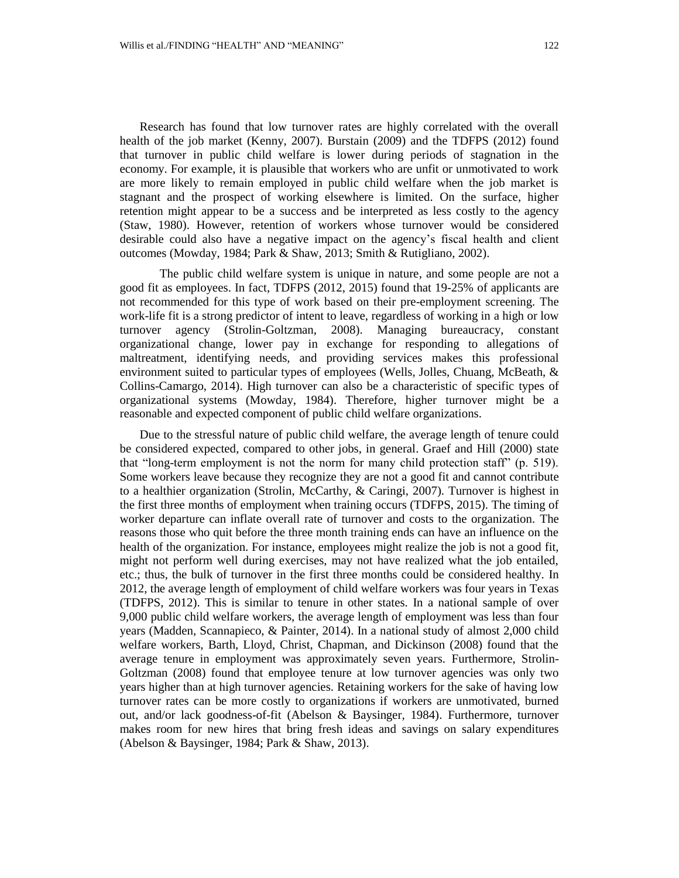Research has found that low turnover rates are highly correlated with the overall health of the job market (Kenny, 2007). Burstain (2009) and the TDFPS (2012) found that turnover in public child welfare is lower during periods of stagnation in the economy. For example, it is plausible that workers who are unfit or unmotivated to work are more likely to remain employed in public child welfare when the job market is stagnant and the prospect of working elsewhere is limited. On the surface, higher retention might appear to be a success and be interpreted as less costly to the agency (Staw, 1980). However, retention of workers whose turnover would be considered desirable could also have a negative impact on the agency's fiscal health and client outcomes (Mowday, 1984; Park & Shaw, 2013; Smith & Rutigliano, 2002).

The public child welfare system is unique in nature, and some people are not a good fit as employees. In fact, TDFPS (2012, 2015) found that 19-25% of applicants are not recommended for this type of work based on their pre-employment screening. The work-life fit is a strong predictor of intent to leave, regardless of working in a high or low turnover agency (Strolin-Goltzman, 2008). Managing bureaucracy, constant organizational change, lower pay in exchange for responding to allegations of maltreatment, identifying needs, and providing services makes this professional environment suited to particular types of employees (Wells, Jolles, Chuang, McBeath, & Collins-Camargo, 2014). High turnover can also be a characteristic of specific types of organizational systems (Mowday, 1984). Therefore, higher turnover might be a reasonable and expected component of public child welfare organizations.

Due to the stressful nature of public child welfare, the average length of tenure could be considered expected, compared to other jobs, in general. Graef and Hill (2000) state that "long-term employment is not the norm for many child protection staff" (p. 519). Some workers leave because they recognize they are not a good fit and cannot contribute to a healthier organization (Strolin, McCarthy, & Caringi, 2007). Turnover is highest in the first three months of employment when training occurs (TDFPS, 2015). The timing of worker departure can inflate overall rate of turnover and costs to the organization. The reasons those who quit before the three month training ends can have an influence on the health of the organization. For instance, employees might realize the job is not a good fit, might not perform well during exercises, may not have realized what the job entailed, etc.; thus, the bulk of turnover in the first three months could be considered healthy. In 2012, the average length of employment of child welfare workers was four years in Texas (TDFPS, 2012). This is similar to tenure in other states. In a national sample of over 9,000 public child welfare workers, the average length of employment was less than four years (Madden, Scannapieco, & Painter, 2014). In a national study of almost 2,000 child welfare workers, Barth, Lloyd, Christ, Chapman, and Dickinson (2008) found that the average tenure in employment was approximately seven years. Furthermore, Strolin-Goltzman (2008) found that employee tenure at low turnover agencies was only two years higher than at high turnover agencies. Retaining workers for the sake of having low turnover rates can be more costly to organizations if workers are unmotivated, burned out, and/or lack goodness-of-fit (Abelson & Baysinger, 1984). Furthermore, turnover makes room for new hires that bring fresh ideas and savings on salary expenditures (Abelson & Baysinger, 1984; Park & Shaw, 2013).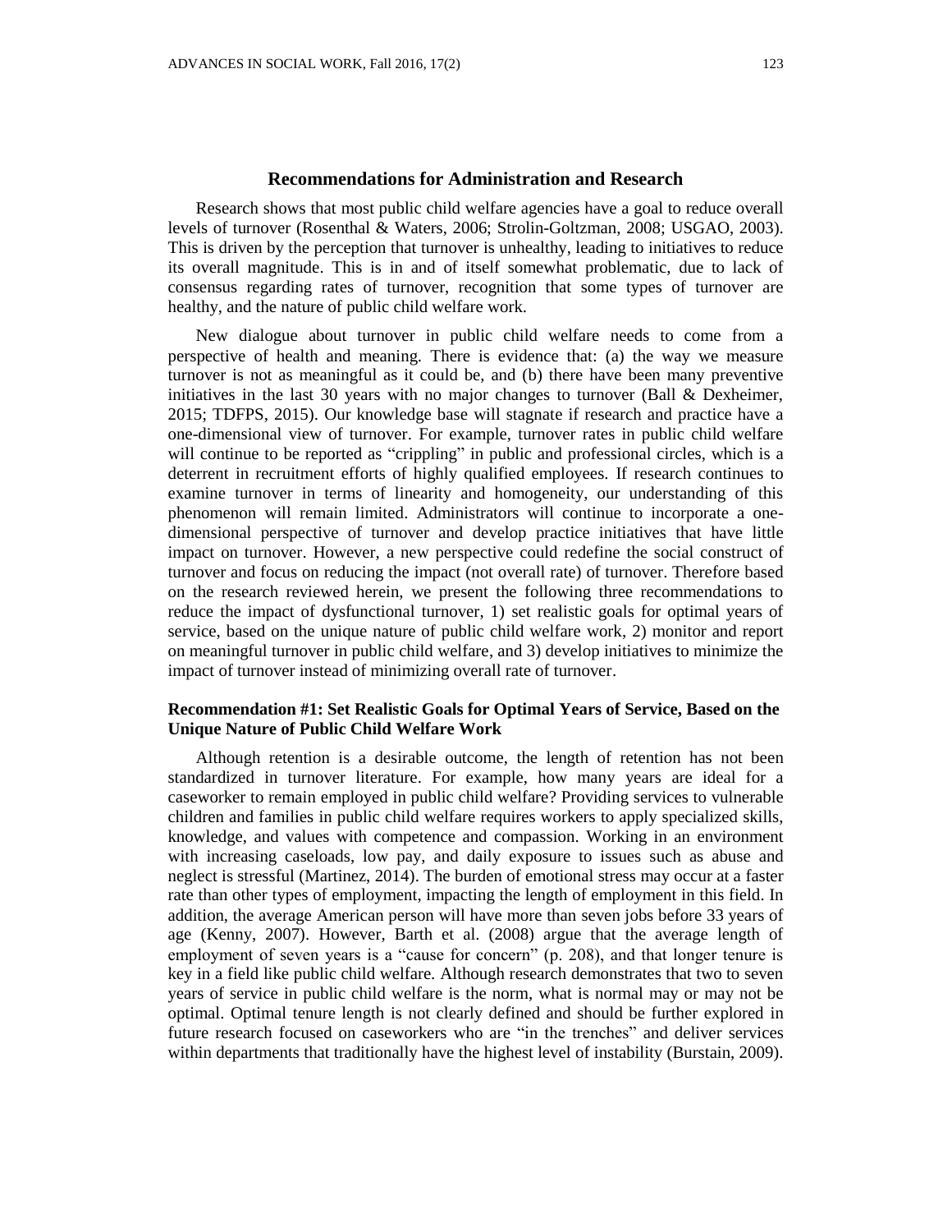## Recommendations for Administration and Research

Research shows that most public child welfare agencies have a goal to reduce overall levels of turnover (Rosenthal & Waters, 2006; Strolin-Goltzman, 2008; USGAO, 2003). This is driven by the perception that turnover is unhealthy, leading to initiatives to reduce its overall magnitude. This is in and of itself somewhat problematic, due to lack of consensus regarding rates of turnover, recognition that some types of turnover are healthy, and the nature of public child welfare work.

New dialogue about turnover in public child welfare needs to come from a perspective of health and meaning. There is evidence that: (a) the way we measure turnover is not as meaningful as it could be, and (b) there have been many preventive initiatives in the last 30 years with no major changes to turnover (Ball & Dexheimer, 2015; TDFPS, 2015). Our knowledge base will stagnate if research and practice have a one-dimensional view of turnover. For example, turnover rates in public child welfare will continue to be reported as "crippling" in public and professional circles, which is a deterrent in recruitment efforts of highly qualified employees. If research continues to examine turnover in terms of linearity and homogeneity, our understanding of this phenomenon will remain limited. Administrators will continue to incorporate a one-dimensional perspective of turnover and develop practice initiatives that have little impact on turnover. However, a new perspective could redefine the social construct of turnover and focus on reducing the impact (not overall rate) of turnover. Therefore based on the research reviewed herein, we present the following three recommendations to reduce the impact of dysfunctional turnover, 1) set realistic goals for optimal years of service, based on the unique nature of public child welfare work, 2) monitor and report on meaningful turnover in public child welfare, and 3) develop initiatives to minimize the impact of turnover instead of minimizing overall rate of turnover.

### Recommendation #1: Set Realistic Goals for Optimal Years of Service, Based on the Unique Nature of Public Child Welfare Work

Although retention is a desirable outcome, the length of retention has not been standardized in turnover literature. For example, how many years are ideal for a caseworker to remain employed in public child welfare? Providing services to vulnerable children and families in public child welfare requires workers to apply specialized skills, knowledge, and values with competence and compassion. Working in an environment with increasing caseloads, low pay, and daily exposure to issues such as abuse and neglect is stressful (Martinez, 2014). The burden of emotional stress may occur at a faster rate than other types of employment, impacting the length of employment in this field. In addition, the average American person will have more than seven jobs before 33 years of age (Kenny, 2007). However, Barth et al. (2008) argue that the average length of employment of seven years is a "cause for concern" (p. 208), and that longer tenure is key in a field like public child welfare. Although research demonstrates that two to seven years of service in public child welfare is the norm, what is normal may or may not be optimal. Optimal tenure length is not clearly defined and should be further explored in future research focused on caseworkers who are "in the trenches" and deliver services within departments that traditionally have the highest level of instability (Burstain, 2009).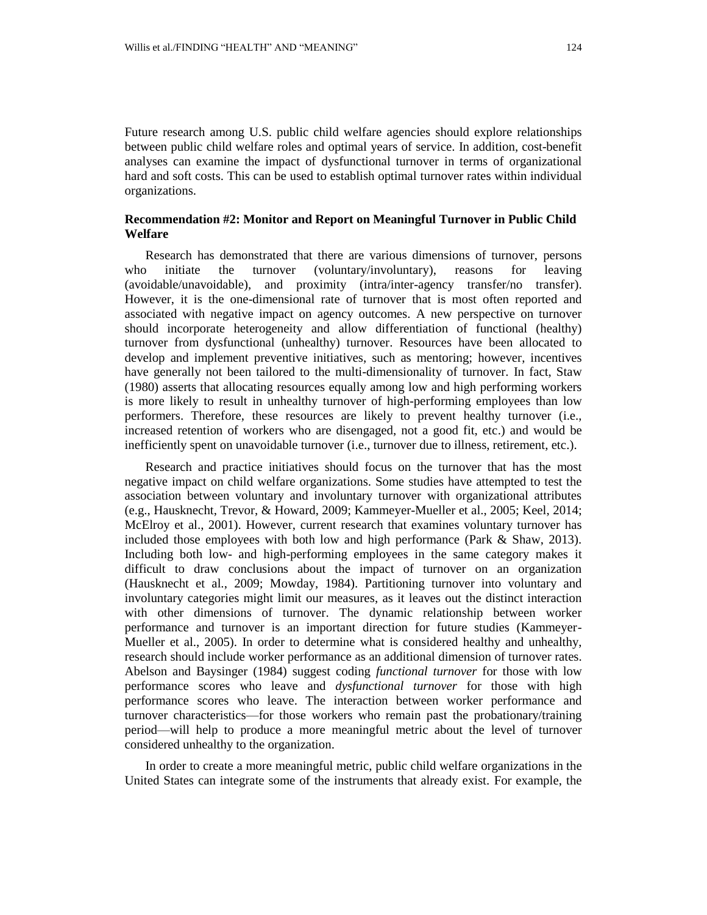Future research among U.S. public child welfare agencies should explore relationships between public child welfare roles and optimal years of service. In addition, cost-benefit analyses can examine the impact of dysfunctional turnover in terms of organizational hard and soft costs. This can be used to establish optimal turnover rates within individual organizations.

### Recommendation #2: Monitor and Report on Meaningful Turnover in Public Child Welfare

Research has demonstrated that there are various dimensions of turnover, persons who initiate the turnover (voluntary/involuntary), reasons for leaving (avoidable/unavoidable), and proximity (intra/inter-agency transfer/no transfer). However, it is the one-dimensional rate of turnover that is most often reported and associated with negative impact on agency outcomes. A new perspective on turnover should incorporate heterogeneity and allow differentiation of functional (healthy) turnover from dysfunctional (unhealthy) turnover. Resources have been allocated to develop and implement preventive initiatives, such as mentoring; however, incentives have generally not been tailored to the multi-dimensionality of turnover. In fact, Staw (1980) asserts that allocating resources equally among low and high performing workers is more likely to result in unhealthy turnover of high-performing employees than low performers. Therefore, these resources are likely to prevent healthy turnover (i.e., increased retention of workers who are disengaged, not a good fit, etc.) and would be inefficiently spent on unavoidable turnover (i.e., turnover due to illness, retirement, etc.).

Research and practice initiatives should focus on the turnover that has the most negative impact on child welfare organizations. Some studies have attempted to test the association between voluntary and involuntary turnover with organizational attributes (e.g., Hausknecht, Trevor, & Howard, 2009; Kammeyer-Mueller et al., 2005; Keel, 2014; McElroy et al., 2001). However, current research that examines voluntary turnover has included those employees with both low and high performance (Park & Shaw, 2013). Including both low- and high-performing employees in the same category makes it difficult to draw conclusions about the impact of turnover on an organization (Hausknecht et al., 2009; Mowday, 1984). Partitioning turnover into voluntary and involuntary categories might limit our measures, as it leaves out the distinct interaction with other dimensions of turnover. The dynamic relationship between worker performance and turnover is an important direction for future studies (Kammeyer-Mueller et al., 2005). In order to determine what is considered healthy and unhealthy, research should include worker performance as an additional dimension of turnover rates. Abelson and Baysinger (1984) suggest coding *functional turnover* for those with low performance scores who leave and *dysfunctional turnover* for those with high performance scores who leave. The interaction between worker performance and turnover characteristics—for those workers who remain past the probationary/training period—will help to produce a more meaningful metric about the level of turnover considered unhealthy to the organization.

In order to create a more meaningful metric, public child welfare organizations in the United States can integrate some of the instruments that already exist. For example, the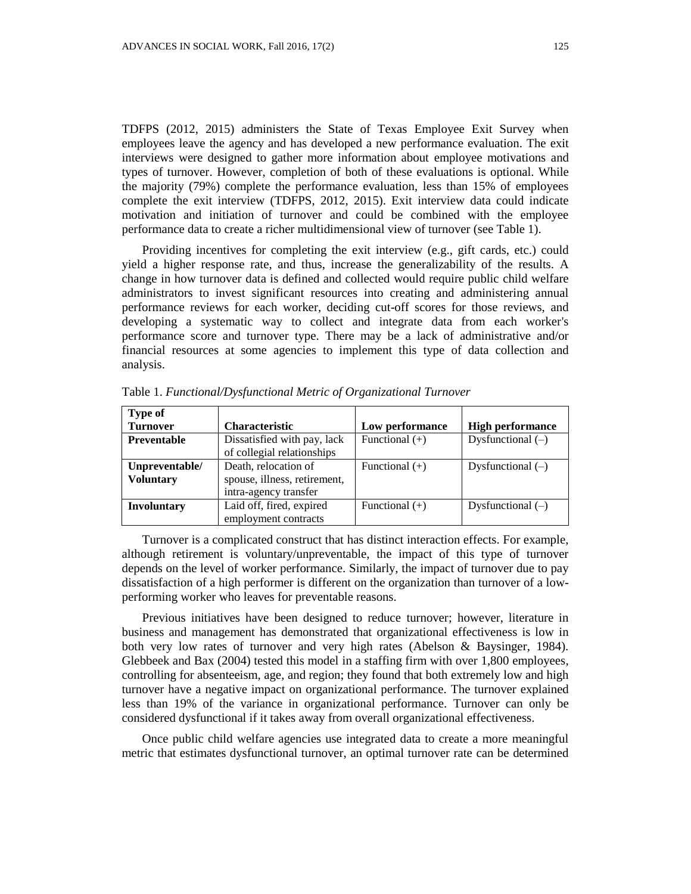TDFPS (2012, 2015) administers the State of Texas Employee Exit Survey when employees leave the agency and has developed a new performance evaluation. The exit interviews were designed to gather more information about employee motivations and types of turnover. However, completion of both of these evaluations is optional. While the majority (79%) complete the performance evaluation, less than 15% of employees complete the exit interview (TDFPS, 2012, 2015). Exit interview data could indicate motivation and initiation of turnover and could be combined with the employee performance data to create a richer multidimensional view of turnover (see Table 1).

Providing incentives for completing the exit interview (e.g., gift cards, etc.) could yield a higher response rate, and thus, increase the generalizability of the results. A change in how turnover data is defined and collected would require public child welfare administrators to invest significant resources into creating and administering annual performance reviews for each worker, deciding cut-off scores for those reviews, and developing a systematic way to collect and integrate data from each worker's performance score and turnover type. There may be a lack of administrative and/or financial resources at some agencies to implement this type of data collection and analysis.

Table 1. *Functional/Dysfunctional Metric of Organizational Turnover*

| Type of Turnover | Characteristic | Low performance | High performance |
|---|---|---|---|
| **Preventable** | Dissatisfied with pay, lack of collegial relationships | Functional (+) | Dysfunctional (–) |
| **Unpreventable/ Voluntary** | Death, relocation of spouse, illness, retirement, intra-agency transfer | Functional (+) | Dysfunctional (–) |
| **Involuntary** | Laid off, fired, expired employment contracts | Functional (+) | Dysfunctional (–) |

Turnover is a complicated construct that has distinct interaction effects. For example, although retirement is voluntary/unpreventable, the impact of this type of turnover depends on the level of worker performance. Similarly, the impact of turnover due to pay dissatisfaction of a high performer is different on the organization than turnover of a low-performing worker who leaves for preventable reasons.

Previous initiatives have been designed to reduce turnover; however, literature in business and management has demonstrated that organizational effectiveness is low in both very low rates of turnover and very high rates (Abelson & Baysinger, 1984). Glebbeek and Bax (2004) tested this model in a staffing firm with over 1,800 employees, controlling for absenteeism, age, and region; they found that both extremely low and high turnover have a negative impact on organizational performance. The turnover explained less than 19% of the variance in organizational performance. Turnover can only be considered dysfunctional if it takes away from overall organizational effectiveness.

Once public child welfare agencies use integrated data to create a more meaningful metric that estimates dysfunctional turnover, an optimal turnover rate can be determined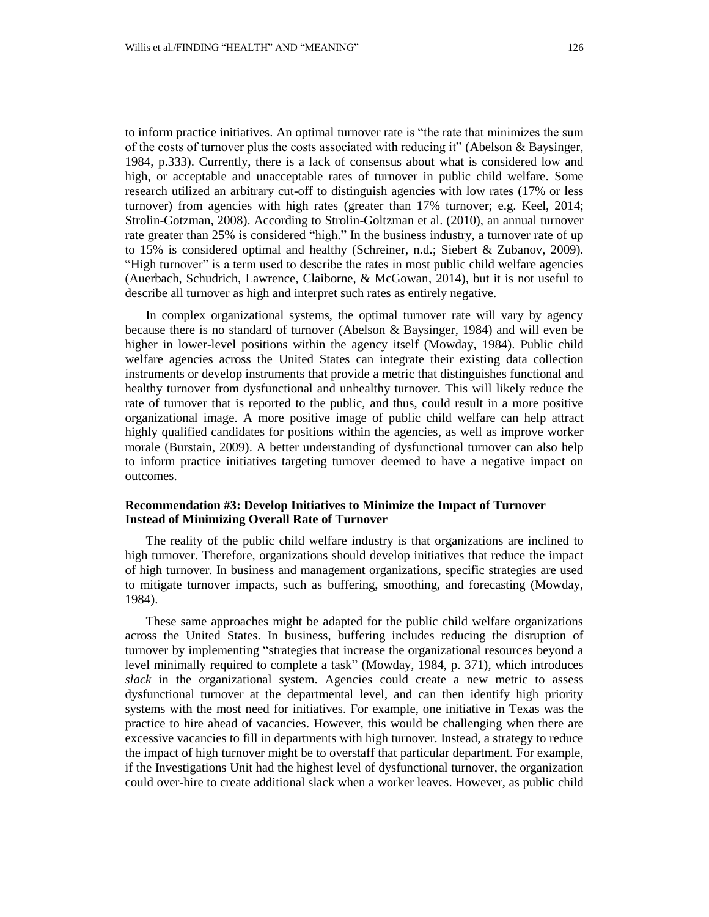to inform practice initiatives. An optimal turnover rate is "the rate that minimizes the sum of the costs of turnover plus the costs associated with reducing it" (Abelson & Baysinger, 1984, p.333). Currently, there is a lack of consensus about what is considered low and high, or acceptable and unacceptable rates of turnover in public child welfare. Some research utilized an arbitrary cut-off to distinguish agencies with low rates (17% or less turnover) from agencies with high rates (greater than 17% turnover; e.g. Keel, 2014; Strolin-Gotzman, 2008). According to Strolin-Goltzman et al. (2010), an annual turnover rate greater than 25% is considered "high." In the business industry, a turnover rate of up to 15% is considered optimal and healthy (Schreiner, n.d.; Siebert & Zubanov, 2009). "High turnover" is a term used to describe the rates in most public child welfare agencies (Auerbach, Schudrich, Lawrence, Claiborne, & McGowan, 2014), but it is not useful to describe all turnover as high and interpret such rates as entirely negative.

In complex organizational systems, the optimal turnover rate will vary by agency because there is no standard of turnover (Abelson & Baysinger, 1984) and will even be higher in lower-level positions within the agency itself (Mowday, 1984). Public child welfare agencies across the United States can integrate their existing data collection instruments or develop instruments that provide a metric that distinguishes functional and healthy turnover from dysfunctional and unhealthy turnover. This will likely reduce the rate of turnover that is reported to the public, and thus, could result in a more positive organizational image. A more positive image of public child welfare can help attract highly qualified candidates for positions within the agencies, as well as improve worker morale (Burstain, 2009). A better understanding of dysfunctional turnover can also help to inform practice initiatives targeting turnover deemed to have a negative impact on outcomes.

### Recommendation #3: Develop Initiatives to Minimize the Impact of Turnover Instead of Minimizing Overall Rate of Turnover

The reality of the public child welfare industry is that organizations are inclined to high turnover. Therefore, organizations should develop initiatives that reduce the impact of high turnover. In business and management organizations, specific strategies are used to mitigate turnover impacts, such as buffering, smoothing, and forecasting (Mowday, 1984).

These same approaches might be adapted for the public child welfare organizations across the United States. In business, buffering includes reducing the disruption of turnover by implementing "strategies that increase the organizational resources beyond a level minimally required to complete a task" (Mowday, 1984, p. 371), which introduces *slack* in the organizational system. Agencies could create a new metric to assess dysfunctional turnover at the departmental level, and can then identify high priority systems with the most need for initiatives. For example, one initiative in Texas was the practice to hire ahead of vacancies. However, this would be challenging when there are excessive vacancies to fill in departments with high turnover. Instead, a strategy to reduce the impact of high turnover might be to overstaff that particular department. For example, if the Investigations Unit had the highest level of dysfunctional turnover, the organization could over-hire to create additional slack when a worker leaves. However, as public child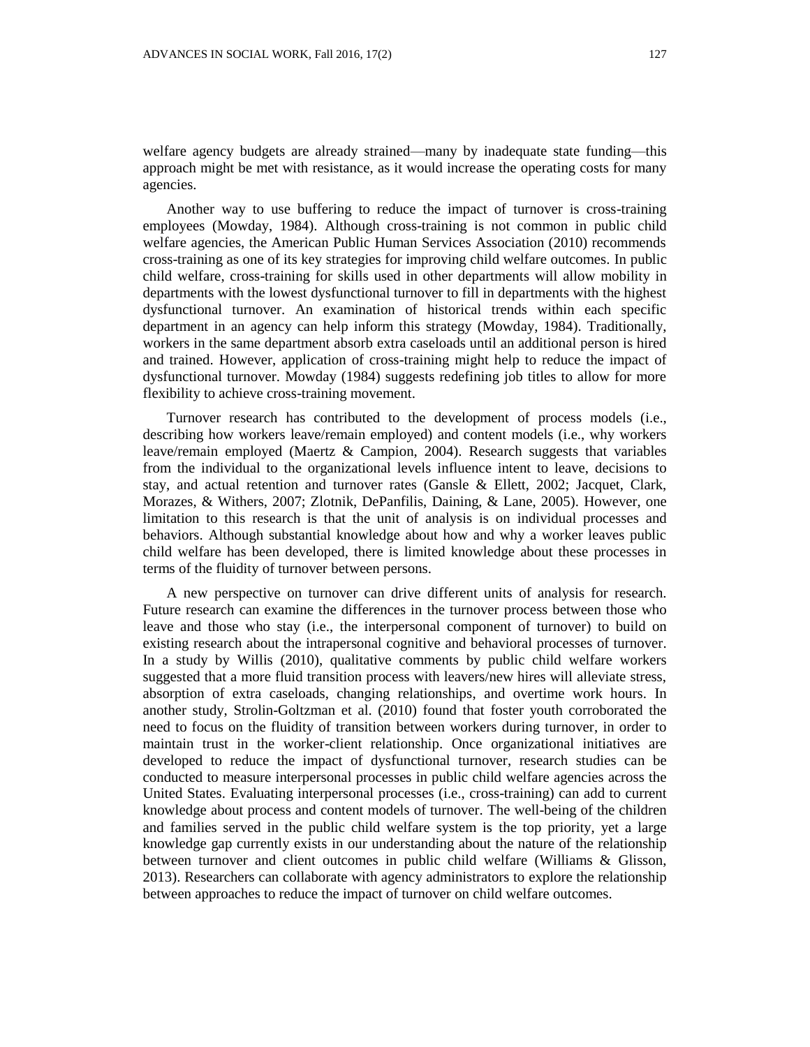welfare agency budgets are already strained—many by inadequate state funding—this approach might be met with resistance, as it would increase the operating costs for many agencies.

Another way to use buffering to reduce the impact of turnover is cross-training employees (Mowday, 1984). Although cross-training is not common in public child welfare agencies, the American Public Human Services Association (2010) recommends cross-training as one of its key strategies for improving child welfare outcomes. In public child welfare, cross-training for skills used in other departments will allow mobility in departments with the lowest dysfunctional turnover to fill in departments with the highest dysfunctional turnover. An examination of historical trends within each specific department in an agency can help inform this strategy (Mowday, 1984). Traditionally, workers in the same department absorb extra caseloads until an additional person is hired and trained. However, application of cross-training might help to reduce the impact of dysfunctional turnover. Mowday (1984) suggests redefining job titles to allow for more flexibility to achieve cross-training movement.

Turnover research has contributed to the development of process models (i.e., describing how workers leave/remain employed) and content models (i.e., why workers leave/remain employed (Maertz & Campion, 2004). Research suggests that variables from the individual to the organizational levels influence intent to leave, decisions to stay, and actual retention and turnover rates (Gansle & Ellett, 2002; Jacquet, Clark, Morazes, & Withers, 2007; Zlotnik, DePanfilis, Daining, & Lane, 2005). However, one limitation to this research is that the unit of analysis is on individual processes and behaviors. Although substantial knowledge about how and why a worker leaves public child welfare has been developed, there is limited knowledge about these processes in terms of the fluidity of turnover between persons.

A new perspective on turnover can drive different units of analysis for research. Future research can examine the differences in the turnover process between those who leave and those who stay (i.e., the interpersonal component of turnover) to build on existing research about the intrapersonal cognitive and behavioral processes of turnover. In a study by Willis (2010), qualitative comments by public child welfare workers suggested that a more fluid transition process with leavers/new hires will alleviate stress, absorption of extra caseloads, changing relationships, and overtime work hours. In another study, Strolin-Goltzman et al. (2010) found that foster youth corroborated the need to focus on the fluidity of transition between workers during turnover, in order to maintain trust in the worker-client relationship. Once organizational initiatives are developed to reduce the impact of dysfunctional turnover, research studies can be conducted to measure interpersonal processes in public child welfare agencies across the United States. Evaluating interpersonal processes (i.e., cross-training) can add to current knowledge about process and content models of turnover. The well-being of the children and families served in the public child welfare system is the top priority, yet a large knowledge gap currently exists in our understanding about the nature of the relationship between turnover and client outcomes in public child welfare (Williams & Glisson, 2013). Researchers can collaborate with agency administrators to explore the relationship between approaches to reduce the impact of turnover on child welfare outcomes.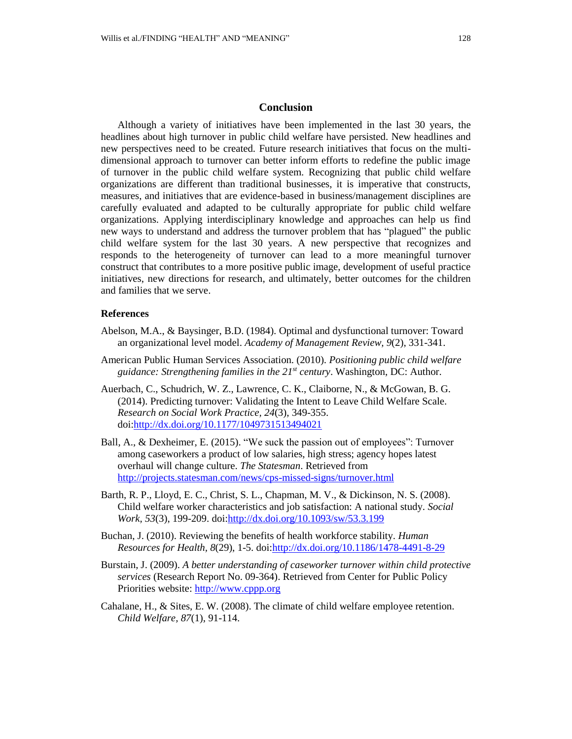## Conclusion

Although a variety of initiatives have been implemented in the last 30 years, the headlines about high turnover in public child welfare have persisted. New headlines and new perspectives need to be created. Future research initiatives that focus on the multi-dimensional approach to turnover can better inform efforts to redefine the public image of turnover in the public child welfare system. Recognizing that public child welfare organizations are different than traditional businesses, it is imperative that constructs, measures, and initiatives that are evidence-based in business/management disciplines are carefully evaluated and adapted to be culturally appropriate for public child welfare organizations. Applying interdisciplinary knowledge and approaches can help us find new ways to understand and address the turnover problem that has "plagued" the public child welfare system for the last 30 years. A new perspective that recognizes and responds to the heterogeneity of turnover can lead to a more meaningful turnover construct that contributes to a more positive public image, development of useful practice initiatives, new directions for research, and ultimately, better outcomes for the children and families that we serve.

### References

Abelson, M.A., & Baysinger, B.D. (1984). Optimal and dysfunctional turnover: Toward an organizational level model. *Academy of Management Review, 9*(2), 331-341.

American Public Human Services Association. (2010). *Positioning public child welfare guidance: Strengthening families in the 21st century*. Washington, DC: Author.

Auerbach, C., Schudrich, W. Z., Lawrence, C. K., Claiborne, N., & McGowan, B. G. (2014). Predicting turnover: Validating the Intent to Leave Child Welfare Scale. *Research on Social Work Practice, 24*(3), 349-355. doi:http://dx.doi.org/10.1177/1049731513494021

Ball, A., & Dexheimer, E. (2015). "We suck the passion out of employees": Turnover among caseworkers a product of low salaries, high stress; agency hopes latest overhaul will change culture. *The Statesman*. Retrieved from http://projects.statesman.com/news/cps-missed-signs/turnover.html

Barth, R. P., Lloyd, E. C., Christ, S. L., Chapman, M. V., & Dickinson, N. S. (2008). Child welfare worker characteristics and job satisfaction: A national study. *Social Work, 53*(3), 199-209. doi:http://dx.doi.org/10.1093/sw/53.3.199

Buchan, J. (2010). Reviewing the benefits of health workforce stability. *Human Resources for Health, 8*(29), 1-5. doi:http://dx.doi.org/10.1186/1478-4491-8-29

Burstain, J. (2009). *A better understanding of caseworker turnover within child protective services* (Research Report No. 09-364). Retrieved from Center for Public Policy Priorities website: http://www.cppp.org

Cahalane, H., & Sites, E. W. (2008). The climate of child welfare employee retention. *Child Welfare, 87*(1), 91-114.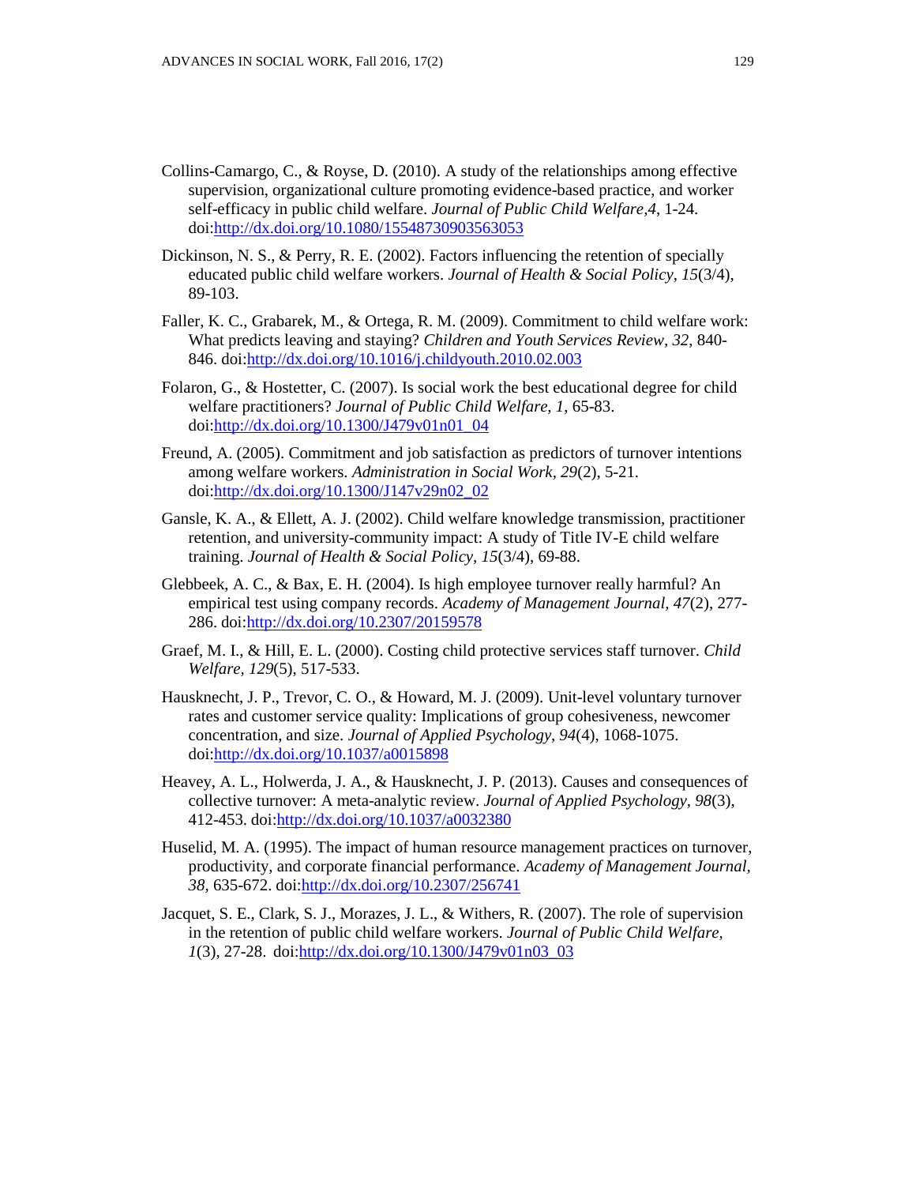Collins-Camargo, C., & Royse, D. (2010). A study of the relationships among effective supervision, organizational culture promoting evidence-based practice, and worker self-efficacy in public child welfare. *Journal of Public Child Welfare*,*4*, 1-24. doi:http://dx.doi.org/10.1080/15548730903563053

Dickinson, N. S., & Perry, R. E. (2002). Factors influencing the retention of specially educated public child welfare workers. *Journal of Health & Social Policy*, *15*(3/4), 89-103.

Faller, K. C., Grabarek, M., & Ortega, R. M. (2009). Commitment to child welfare work: What predicts leaving and staying? *Children and Youth Services Review*, *32*, 840-846. doi:http://dx.doi.org/10.1016/j.childyouth.2010.02.003

Folaron, G., & Hostetter, C. (2007). Is social work the best educational degree for child welfare practitioners? *Journal of Public Child Welfare, 1*, 65-83. doi:http://dx.doi.org/10.1300/J479v01n01_04

Freund, A. (2005). Commitment and job satisfaction as predictors of turnover intentions among welfare workers. *Administration in Social Work, 29*(2), 5-21. doi:http://dx.doi.org/10.1300/J147v29n02_02

Gansle, K. A., & Ellett, A. J. (2002). Child welfare knowledge transmission, practitioner retention, and university-community impact: A study of Title IV-E child welfare training. *Journal of Health & Social Policy, 15*(3/4), 69-88.

Glebbeek, A. C., & Bax, E. H. (2004). Is high employee turnover really harmful? An empirical test using company records. *Academy of Management Journal, 47*(2), 277-286. doi:http://dx.doi.org/10.2307/20159578

Graef, M. I., & Hill, E. L. (2000). Costing child protective services staff turnover. *Child Welfare, 129*(5), 517-533.

Hausknecht, J. P., Trevor, C. O., & Howard, M. J. (2009). Unit-level voluntary turnover rates and customer service quality: Implications of group cohesiveness, newcomer concentration, and size. *Journal of Applied Psychology, 94*(4), 1068-1075. doi:http://dx.doi.org/10.1037/a0015898

Heavey, A. L., Holwerda, J. A., & Hausknecht, J. P. (2013). Causes and consequences of collective turnover: A meta-analytic review. *Journal of Applied Psychology*, *98*(3), 412-453. doi:http://dx.doi.org/10.1037/a0032380

Huselid, M. A. (1995). The impact of human resource management practices on turnover, productivity, and corporate financial performance. *Academy of Management Journal, 38*, 635-672. doi:http://dx.doi.org/10.2307/256741

Jacquet, S. E., Clark, S. J., Morazes, J. L., & Withers, R. (2007). The role of supervision in the retention of public child welfare workers. *Journal of Public Child Welfare, 1*(3), 27-28. doi:http://dx.doi.org/10.1300/J479v01n03_03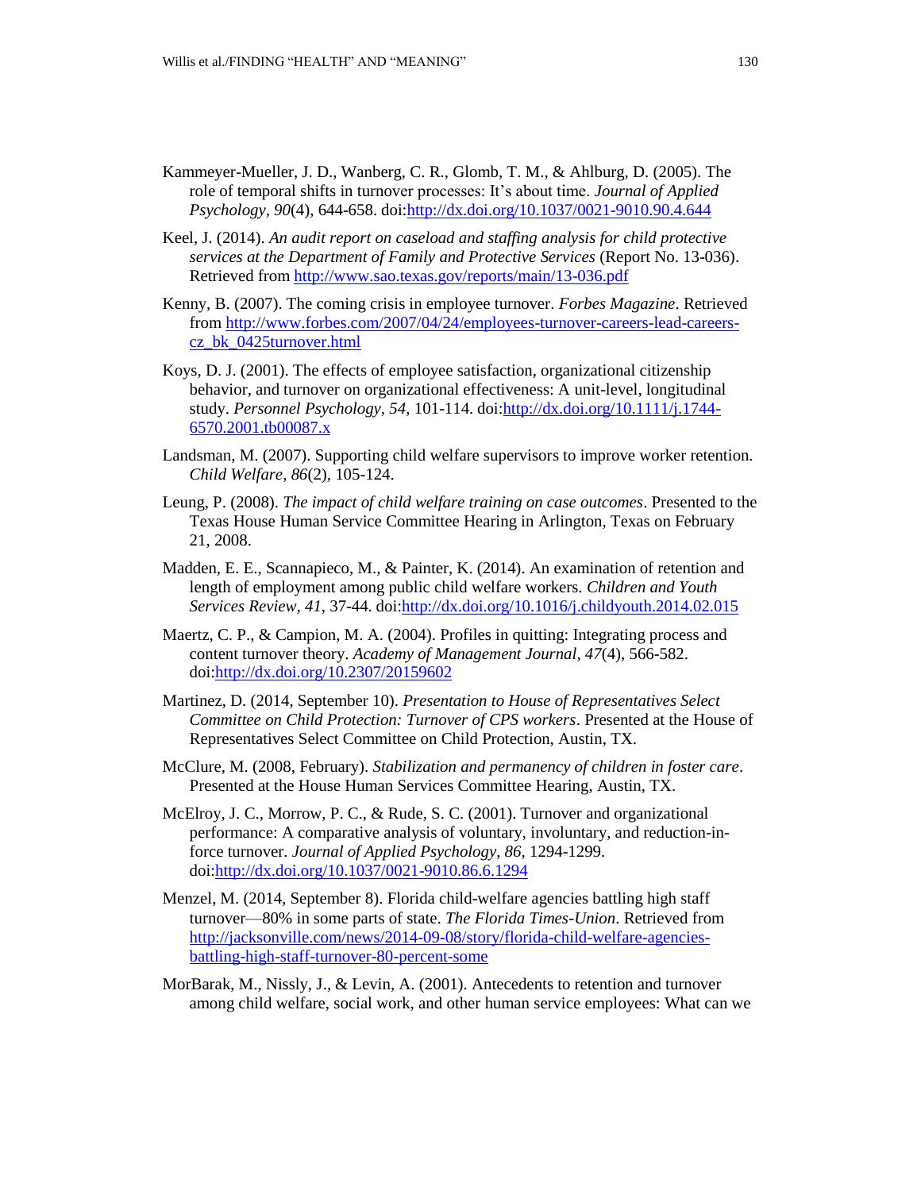Kammeyer-Mueller, J. D., Wanberg, C. R., Glomb, T. M., & Ahlburg, D. (2005). The role of temporal shifts in turnover processes: It's about time. *Journal of Applied Psychology*, *90*(4), 644-658. doi:http://dx.doi.org/10.1037/0021-9010.90.4.644

Keel, J. (2014). *An audit report on caseload and staffing analysis for child protective services at the Department of Family and Protective Services* (Report No. 13-036). Retrieved from http://www.sao.texas.gov/reports/main/13-036.pdf

Kenny, B. (2007). The coming crisis in employee turnover. *Forbes Magazine*. Retrieved from http://www.forbes.com/2007/04/24/employees-turnover-careers-lead-careers-cz_bk_0425turnover.html

Koys, D. J. (2001). The effects of employee satisfaction, organizational citizenship behavior, and turnover on organizational effectiveness: A unit-level, longitudinal study. *Personnel Psychology, 54*, 101-114. doi:http://dx.doi.org/10.1111/j.1744-6570.2001.tb00087.x

Landsman, M. (2007). Supporting child welfare supervisors to improve worker retention. *Child Welfare, 86*(2), 105-124.

Leung, P. (2008). *The impact of child welfare training on case outcomes*. Presented to the Texas House Human Service Committee Hearing in Arlington, Texas on February 21, 2008.

Madden, E. E., Scannapieco, M., & Painter, K. (2014). An examination of retention and length of employment among public child welfare workers. *Children and Youth Services Review*, *41*, 37-44. doi:http://dx.doi.org/10.1016/j.childyouth.2014.02.015

Maertz, C. P., & Campion, M. A. (2004). Profiles in quitting: Integrating process and content turnover theory. *Academy of Management Journal*, *47*(4), 566-582. doi:http://dx.doi.org/10.2307/20159602

Martinez, D. (2014, September 10). *Presentation to House of Representatives Select Committee on Child Protection: Turnover of CPS workers*. Presented at the House of Representatives Select Committee on Child Protection, Austin, TX.

McClure, M. (2008, February). *Stabilization and permanency of children in foster care*. Presented at the House Human Services Committee Hearing, Austin, TX.

McElroy, J. C., Morrow, P. C., & Rude, S. C. (2001). Turnover and organizational performance: A comparative analysis of voluntary, involuntary, and reduction-in-force turnover. *Journal of Applied Psychology, 86*, 1294-1299. doi:http://dx.doi.org/10.1037/0021-9010.86.6.1294

Menzel, M. (2014, September 8). Florida child-welfare agencies battling high staff turnover—80% in some parts of state. *The Florida Times-Union*. Retrieved from http://jacksonville.com/news/2014-09-08/story/florida-child-welfare-agencies-battling-high-staff-turnover-80-percent-some

MorBarak, M., Nissly, J., & Levin, A. (2001). Antecedents to retention and turnover among child welfare, social work, and other human service employees: What can we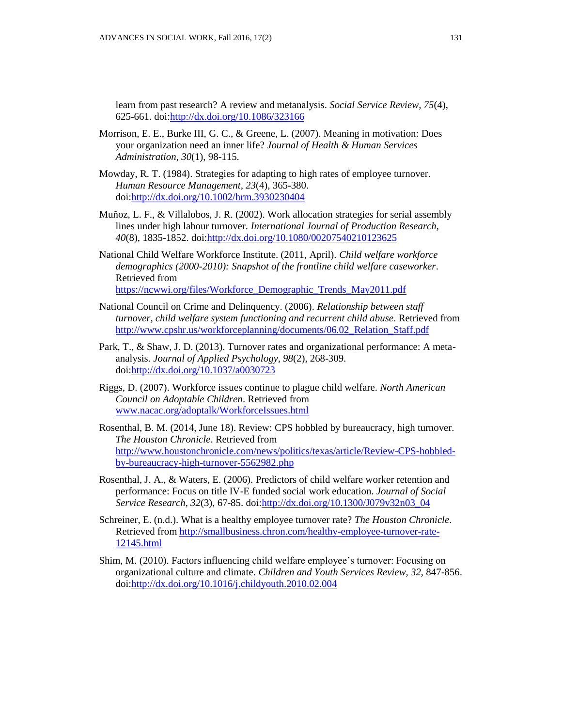learn from past research? A review and metanalysis. *Social Service Review*, *75*(4), 625-661. doi:http://dx.doi.org/10.1086/323166

Morrison, E. E., Burke III, G. C., & Greene, L. (2007). Meaning in motivation: Does your organization need an inner life? *Journal of Health & Human Services Administration*, *30*(1), 98-115.

Mowday, R. T. (1984). Strategies for adapting to high rates of employee turnover. *Human Resource Management*, *23*(4), 365-380. doi:http://dx.doi.org/10.1002/hrm.3930230404

Muñoz, L. F., & Villalobos, J. R. (2002). Work allocation strategies for serial assembly lines under high labour turnover. *International Journal of Production Research*, *40*(8), 1835-1852. doi:http://dx.doi.org/10.1080/00207540210123625

National Child Welfare Workforce Institute. (2011, April). *Child welfare workforce demographics (2000-2010): Snapshot of the frontline child welfare caseworker*. Retrieved from https://ncwwi.org/files/Workforce_Demographic_Trends_May2011.pdf

National Council on Crime and Delinquency. (2006). *Relationship between staff turnover, child welfare system functioning and recurrent child abuse*. Retrieved from http://www.cpshr.us/workforceplanning/documents/06.02_Relation_Staff.pdf

Park, T., & Shaw, J. D. (2013). Turnover rates and organizational performance: A meta-analysis. *Journal of Applied Psychology*, *98*(2), 268-309. doi:http://dx.doi.org/10.1037/a0030723

Riggs, D. (2007). Workforce issues continue to plague child welfare. *North American Council on Adoptable Children*. Retrieved from www.nacac.org/adoptalk/WorkforceIssues.html

Rosenthal, B. M. (2014, June 18). Review: CPS hobbled by bureaucracy, high turnover. *The Houston Chronicle*. Retrieved from http://www.houstonchronicle.com/news/politics/texas/article/Review-CPS-hobbled-by-bureaucracy-high-turnover-5562982.php

Rosenthal, J. A., & Waters, E. (2006). Predictors of child welfare worker retention and performance: Focus on title IV-E funded social work education. *Journal of Social Service Research*, *32*(3), 67-85. doi:http://dx.doi.org/10.1300/J079v32n03_04

Schreiner, E. (n.d.). What is a healthy employee turnover rate? *The Houston Chronicle*. Retrieved from http://smallbusiness.chron.com/healthy-employee-turnover-rate-12145.html

Shim, M. (2010). Factors influencing child welfare employee's turnover: Focusing on organizational culture and climate. *Children and Youth Services Review*, *32*, 847-856. doi:http://dx.doi.org/10.1016/j.childyouth.2010.02.004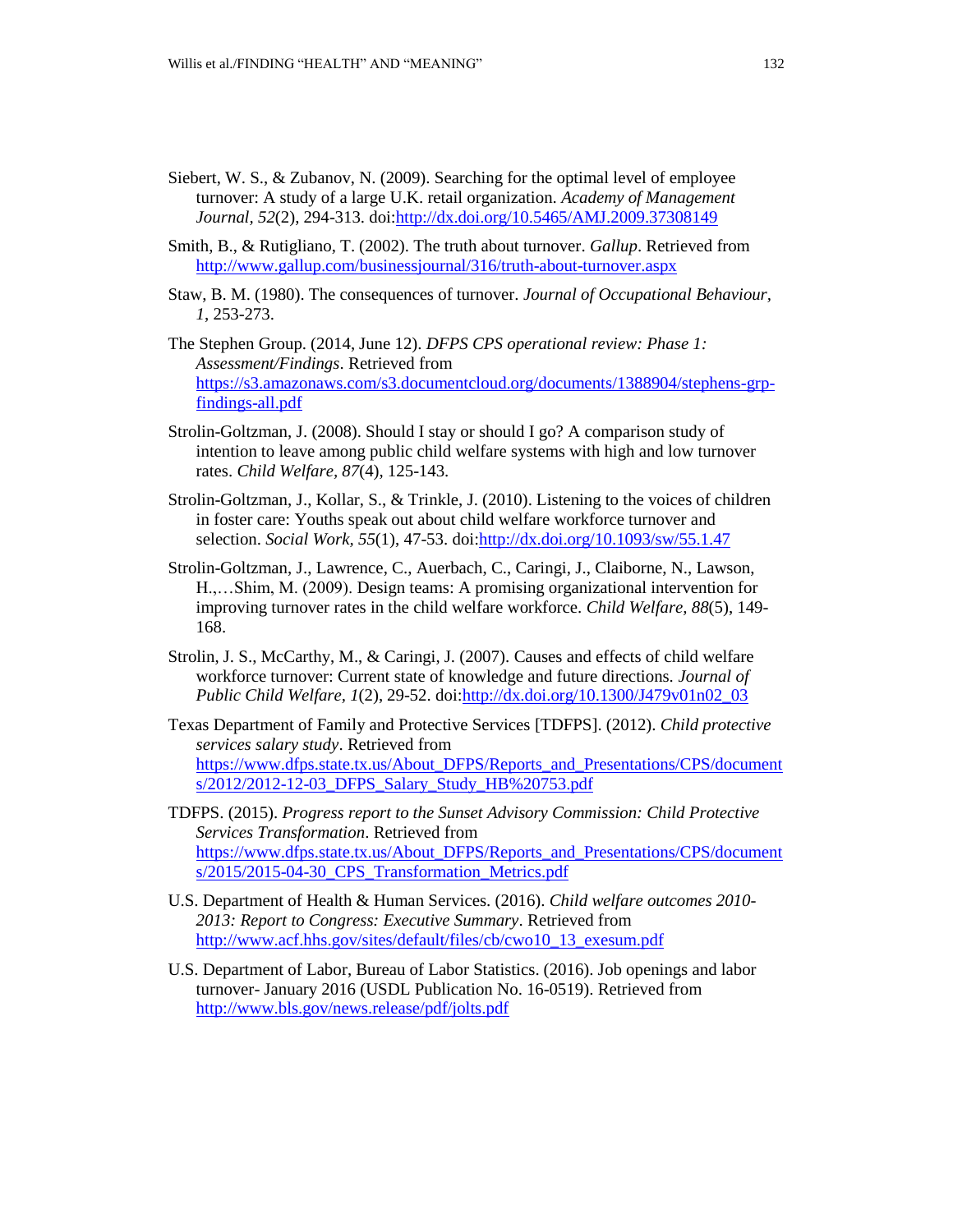Siebert, W. S., & Zubanov, N. (2009). Searching for the optimal level of employee turnover: A study of a large U.K. retail organization. *Academy of Management Journal, 52*(2), 294-313. doi:http://dx.doi.org/10.5465/AMJ.2009.37308149

Smith, B., & Rutigliano, T. (2002). The truth about turnover. *Gallup*. Retrieved from http://www.gallup.com/businessjournal/316/truth-about-turnover.aspx

Staw, B. M. (1980). The consequences of turnover. *Journal of Occupational Behaviour, 1*, 253-273.

The Stephen Group. (2014, June 12). *DFPS CPS operational review: Phase 1: Assessment/Findings*. Retrieved from https://s3.amazonaws.com/s3.documentcloud.org/documents/1388904/stephens-grp-findings-all.pdf

Strolin-Goltzman, J. (2008). Should I stay or should I go? A comparison study of intention to leave among public child welfare systems with high and low turnover rates. *Child Welfare, 87*(4), 125-143.

Strolin-Goltzman, J., Kollar, S., & Trinkle, J. (2010). Listening to the voices of children in foster care: Youths speak out about child welfare workforce turnover and selection. *Social Work, 55*(1), 47-53. doi:http://dx.doi.org/10.1093/sw/55.1.47

Strolin-Goltzman, J., Lawrence, C., Auerbach, C., Caringi, J., Claiborne, N., Lawson, H.,…Shim, M. (2009). Design teams: A promising organizational intervention for improving turnover rates in the child welfare workforce. *Child Welfare, 88*(5), 149-168.

Strolin, J. S., McCarthy, M., & Caringi, J. (2007). Causes and effects of child welfare workforce turnover: Current state of knowledge and future directions. *Journal of Public Child Welfare, 1*(2), 29-52. doi:http://dx.doi.org/10.1300/J479v01n02_03

Texas Department of Family and Protective Services [TDFPS]. (2012). *Child protective services salary study*. Retrieved from https://www.dfps.state.tx.us/About_DFPS/Reports_and_Presentations/CPS/documents/2012/2012-12-03_DFPS_Salary_Study_HB%20753.pdf

TDFPS. (2015). *Progress report to the Sunset Advisory Commission: Child Protective Services Transformation*. Retrieved from https://www.dfps.state.tx.us/About_DFPS/Reports_and_Presentations/CPS/documents/2015/2015-04-30_CPS_Transformation_Metrics.pdf

U.S. Department of Health & Human Services. (2016). *Child welfare outcomes 2010-2013: Report to Congress: Executive Summary*. Retrieved from http://www.acf.hhs.gov/sites/default/files/cb/cwo10_13_exesum.pdf

U.S. Department of Labor, Bureau of Labor Statistics. (2016). Job openings and labor turnover- January 2016 (USDL Publication No. 16-0519). Retrieved from http://www.bls.gov/news.release/pdf/jolts.pdf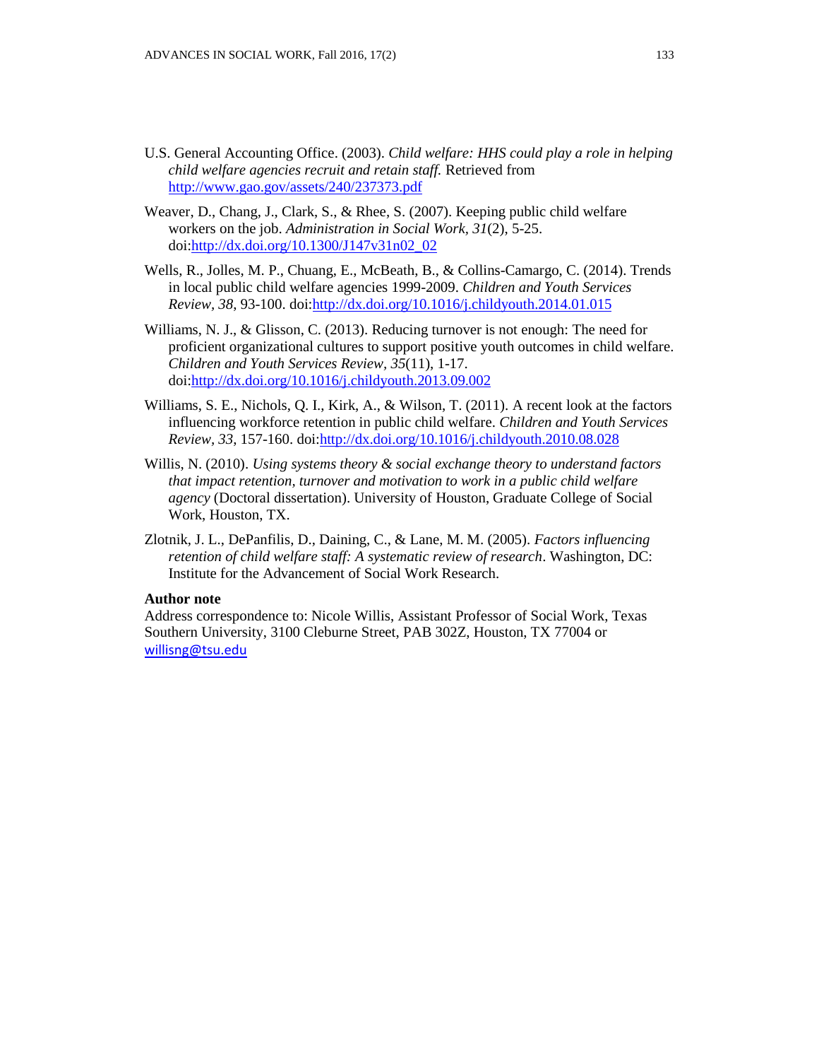U.S. General Accounting Office. (2003). *Child welfare: HHS could play a role in helping child welfare agencies recruit and retain staff.* Retrieved from http://www.gao.gov/assets/240/237373.pdf

Weaver, D., Chang, J., Clark, S., & Rhee, S. (2007). Keeping public child welfare workers on the job. *Administration in Social Work, 31*(2), 5-25. doi:http://dx.doi.org/10.1300/J147v31n02_02

Wells, R., Jolles, M. P., Chuang, E., McBeath, B., & Collins-Camargo, C. (2014). Trends in local public child welfare agencies 1999-2009. *Children and Youth Services Review, 38*, 93-100. doi:http://dx.doi.org/10.1016/j.childyouth.2014.01.015

Williams, N. J., & Glisson, C. (2013). Reducing turnover is not enough: The need for proficient organizational cultures to support positive youth outcomes in child welfare. *Children and Youth Services Review, 35*(11), 1-17. doi:http://dx.doi.org/10.1016/j.childyouth.2013.09.002

Williams, S. E., Nichols, Q. I., Kirk, A., & Wilson, T. (2011). A recent look at the factors influencing workforce retention in public child welfare. *Children and Youth Services Review, 33*, 157-160. doi:http://dx.doi.org/10.1016/j.childyouth.2010.08.028

Willis, N. (2010). *Using systems theory & social exchange theory to understand factors that impact retention, turnover and motivation to work in a public child welfare agency* (Doctoral dissertation). University of Houston, Graduate College of Social Work, Houston, TX.

Zlotnik, J. L., DePanfilis, D., Daining, C., & Lane, M. M. (2005). *Factors influencing retention of child welfare staff: A systematic review of research*. Washington, DC: Institute for the Advancement of Social Work Research.

**Author note**

Address correspondence to: Nicole Willis, Assistant Professor of Social Work, Texas Southern University, 3100 Cleburne Street, PAB 302Z, Houston, TX 77004 or willisng@tsu.edu